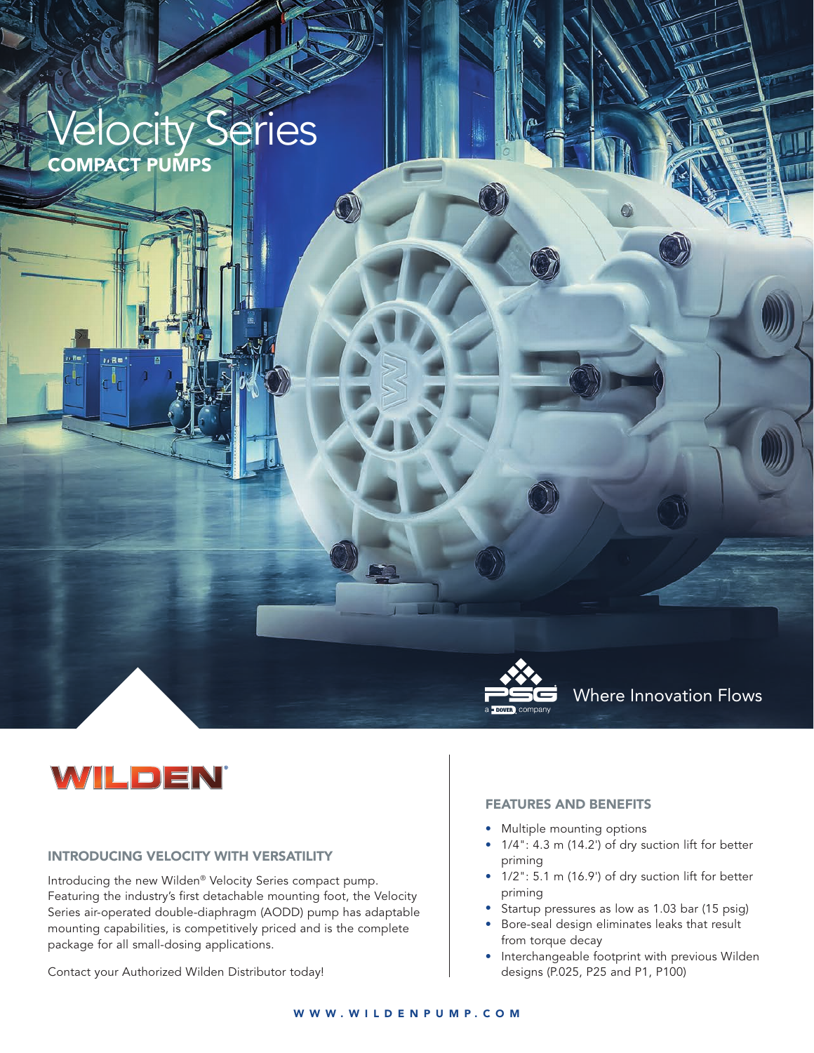# Velocity Series

## COMPACT PUMPS

Where Innovation Flows

WILDEN®

### INTRODUCING VELOCITY WITH VERSATILITY

Introducing the new Wilden® Velocity Series compact pump. Featuring the industry's first detachable mounting foot, the Velocity Series air-operated double-diaphragm (AODD) pump has adaptable mounting capabilities, is competitively priced and is the complete package for all small-dosing applications.

Contact your Authorized Wilden Distributor today!

### FEATURES AND BENEFITS

- Multiple mounting options
- 1/4": 4.3 m (14.2') of dry suction lift for better priming
- 1/2": 5.1 m (16.9') of dry suction lift for better priming
- Startup pressures as low as 1.03 bar (15 psig)
- Bore-seal design eliminates leaks that result from torque decay
- Interchangeable footprint with previous Wilden designs (P.025, P25 and P1, P100)

WWW.WILDENPUMP.COM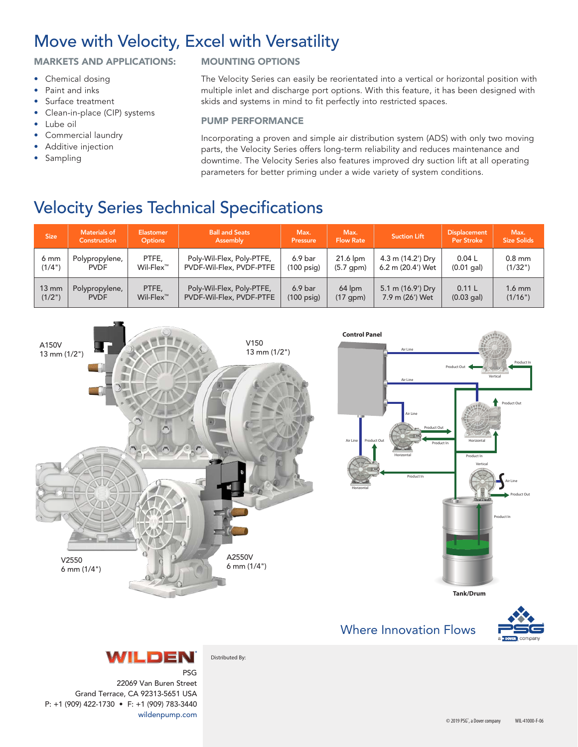# Move with Velocity, Excel with Versatility

## MARKETS AND APPLICATIONS:

- Chemical dosing
- Paint and inks
- Surface treatment
- Clean-in-place (CIP) systems
- Lube oil
- Commercial laundry
- Additive injection
- Sampling

## MOUNTING OPTIONS

The Velocity Series can easily be reorientated into a vertical or horizontal position with multiple inlet and discharge port options. With this feature, it has been designed with skids and systems in mind to fit perfectly into restricted spaces.

## PUMP PERFORMANCE

Incorporating a proven and simple air distribution system (ADS) with only two moving parts, the Velocity Series offers long-term reliability and reduces maintenance and downtime. The Velocity Series also features improved dry suction lift at all operating parameters for better priming under a wide variety of system conditions.

# Velocity Series Technical Specifications

| Size | Materials of Construction | Elastomer Options | Ball and Seats Assembly | Max. Pressure | Max. Flow Rate | Suction Lift | Displacement Per Stroke | Max. Size Solids |
|---|---|---|---|---|---|---|---|---|
| 6 mm (1/4") | Polypropylene, PVDF | PTFE, Wil-Flex™ | Poly-Wil-Flex, Poly-PTFE, PVDF-Wil-Flex, PVDF-PTFE | 6.9 bar (100 psig) | 21.6 lpm (5.7 gpm) | 4.3 m (14.2') Dry 6.2 m (20.4') Wet | 0.04 L (0.01 gal) | 0.8 mm (1/32") |
| 13 mm (1/2") | Polypropylene, PVDF | PTFE, Wil-Flex™ | Poly-Wil-Flex, Poly-PTFE, PVDF-Wil-Flex, PVDF-PTFE | 6.9 bar (100 psig) | 64 lpm (17 gpm) | 5.1 m (16.9') Dry 7.9 m (26') Wet | 0.11 L (0.03 gal) | 1.6 mm (1/16") |

A150V
13 mm (1/2")

V150
13 mm (1/2")

V2550
6 mm (1/4")

A2550V
6 mm (1/4")

Control Panel

Air Line
Product Out
Product In
Vertical
Horizontal

Tank/Drum

Where Innovation Flows

WILDEN

PSG
22069 Van Buren Street
Grand Terrace, CA 92313-5651 USA
P: +1 (909) 422-1730 • F: +1 (909) 783-3440
wildenpump.com

Distributed By:

© 2019 PSG®, a Dover company WIL-41000-F-06